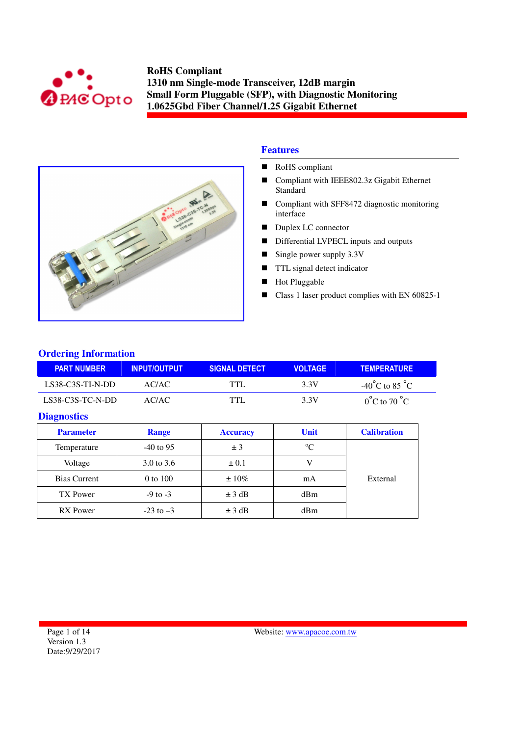# RoHS Compliant
# 1310 nm Single-mode Transceiver, 12dB margin
# Small Form Pluggable (SFP), with Diagnostic Monitoring
# 1.0625Gbd Fiber Channel/1.25 Gigabit Ethernet

## Features

- RoHS compliant
- Compliant with IEEE802.3z Gigabit Ethernet Standard
- Compliant with SFF8472 diagnostic monitoring interface
- Duplex LC connector
- Differential LVPECL inputs and outputs
- Single power supply 3.3V
- TTL signal detect indicator
- Hot Pluggable
- Class 1 laser product complies with EN 60825-1

## Ordering Information

| PART NUMBER | INPUT/OUTPUT | SIGNAL DETECT | VOLTAGE | TEMPERATURE |
|---|---|---|---|---|
| LS38-C3S-TI-N-DD | AC/AC | TTL | 3.3V | -40°C to 85 °C |
| LS38-C3S-TC-N-DD | AC/AC | TTL | 3.3V | 0°C to 70 °C |

## Diagnostics

| Parameter | Range | Accuracy | Unit | Calibration |
|---|---|---|---|---|
| Temperature | -40 to 95 | ± 3 | ºC | External |
| Voltage | 3.0 to 3.6 | ± 0.1 | V | |
| Bias Current | 0 to 100 | ± 10% | mA | |
| TX Power | -9 to -3 | ± 3 dB | dBm | |
| RX Power | -23 to –3 | ± 3 dB | dBm | |

Version 1.3
Date:9/29/2017

Website: www.apacoe.com.tw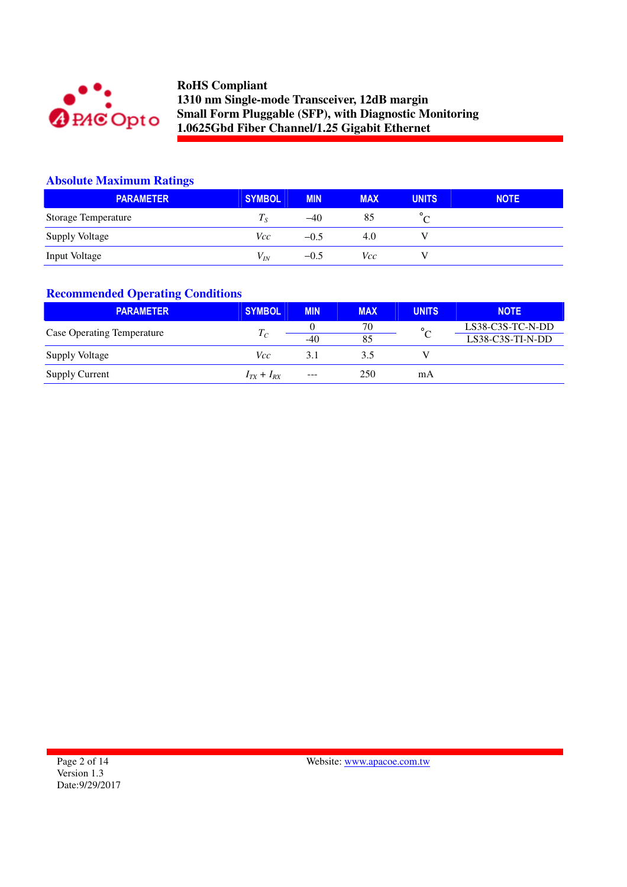## Absolute Maximum Ratings

| PARAMETER | SYMBOL | MIN | MAX | UNITS | NOTE |
|---|---|---|---|---|---|
| Storage Temperature | $T_S$ | –40 | 85 | °C | |
| Supply Voltage | $Vcc$ | –0.5 | 4.0 | V | |
| Input Voltage | $V_{IN}$ | –0.5 | $Vcc$ | V | |

## Recommended Operating Conditions

| PARAMETER | SYMBOL | MIN | MAX | UNITS | NOTE |
|---|---|---|---|---|---|
| Case Operating Temperature | $T_C$ | 0 | 70 | °C | LS38-C3S-TC-N-DD |
| | | -40 | 85 | | LS38-C3S-TI-N-DD |
| Supply Voltage | $Vcc$ | 3.1 | 3.5 | V | |
| Supply Current | $I_{TX} + I_{RX}$ | --- | 250 | mA | |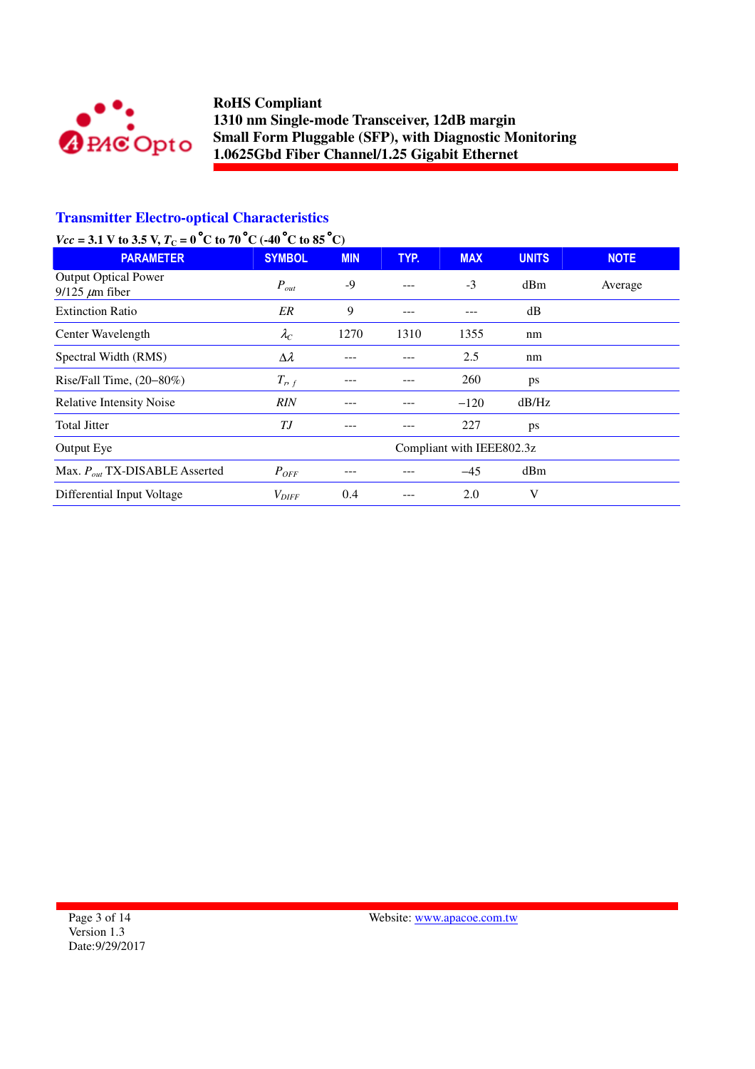## Transmitter Electro-optical Characteristics

***Vcc* = 3.1 V to 3.5 V, $T_C$ = 0°C to 70°C (-40°C to 85°C)**

| PARAMETER | SYMBOL | MIN | TYP. | MAX | UNITS | NOTE |
|---|---|---|---|---|---|---|
| Output Optical Power 9/125 μm fiber | $P_{out}$ | -9 | --- | -3 | dBm | Average |
| Extinction Ratio | *ER* | 9 | --- | --- | dB | |
| Center Wavelength | $\lambda_C$ | 1270 | 1310 | 1355 | nm | |
| Spectral Width (RMS) | $\Delta\lambda$ | --- | --- | 2.5 | nm | |
| Rise/Fall Time, (20–80%) | $T_{r,\ f}$ | --- | --- | 260 | ps | |
| Relative Intensity Noise | *RIN* | --- | --- | –120 | dB/Hz | |
| Total Jitter | *TJ* | --- | --- | 227 | ps | |
| Output Eye | | Compliant with IEEE802.3z | | | | |
| Max. $P_{out}$ TX-DISABLE Asserted | $P_{OFF}$ | --- | --- | –45 | dBm | |
| Differential Input Voltage | $V_{DIFF}$ | 0.4 | --- | 2.0 | V | |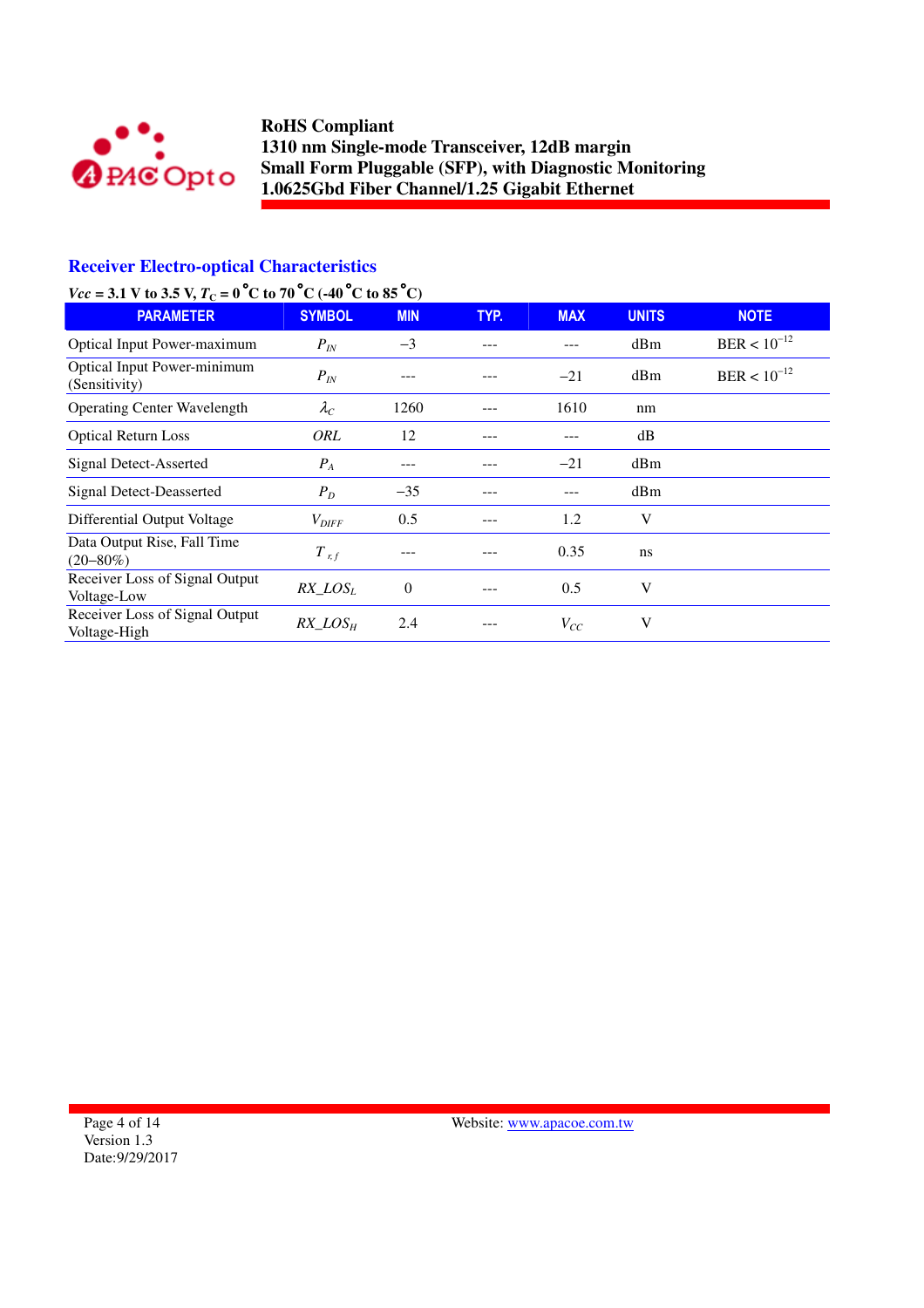## Receiver Electro-optical Characteristics

***Vcc* = 3.1 V to 3.5 V, $T_C$ = 0°C to 70°C (-40°C to 85°C)**

| PARAMETER | SYMBOL | MIN | TYP. | MAX | UNITS | NOTE |
|---|---|---|---|---|---|---|
| Optical Input Power-maximum | $P_{IN}$ | −3 | --- | --- | dBm | BER < $10^{-12}$ |
| Optical Input Power-minimum (Sensitivity) | $P_{IN}$ | --- | --- | −21 | dBm | BER < $10^{-12}$ |
| Operating Center Wavelength | $\lambda_C$ | 1260 | --- | 1610 | nm | |
| Optical Return Loss | *ORL* | 12 | --- | --- | dB | |
| Signal Detect-Asserted | $P_A$ | --- | --- | −21 | dBm | |
| Signal Detect-Deasserted | $P_D$ | −35 | --- | --- | dBm | |
| Differential Output Voltage | $V_{DIFF}$ | 0.5 | --- | 1.2 | V | |
| Data Output Rise, Fall Time (20−80%) | $T_{r,f}$ | --- | --- | 0.35 | ns | |
| Receiver Loss of Signal Output Voltage-Low | $RX\_LOS_L$ | 0 | --- | 0.5 | V | |
| Receiver Loss of Signal Output Voltage-High | $RX\_LOS_H$ | 2.4 | --- | $V_{CC}$ | V | |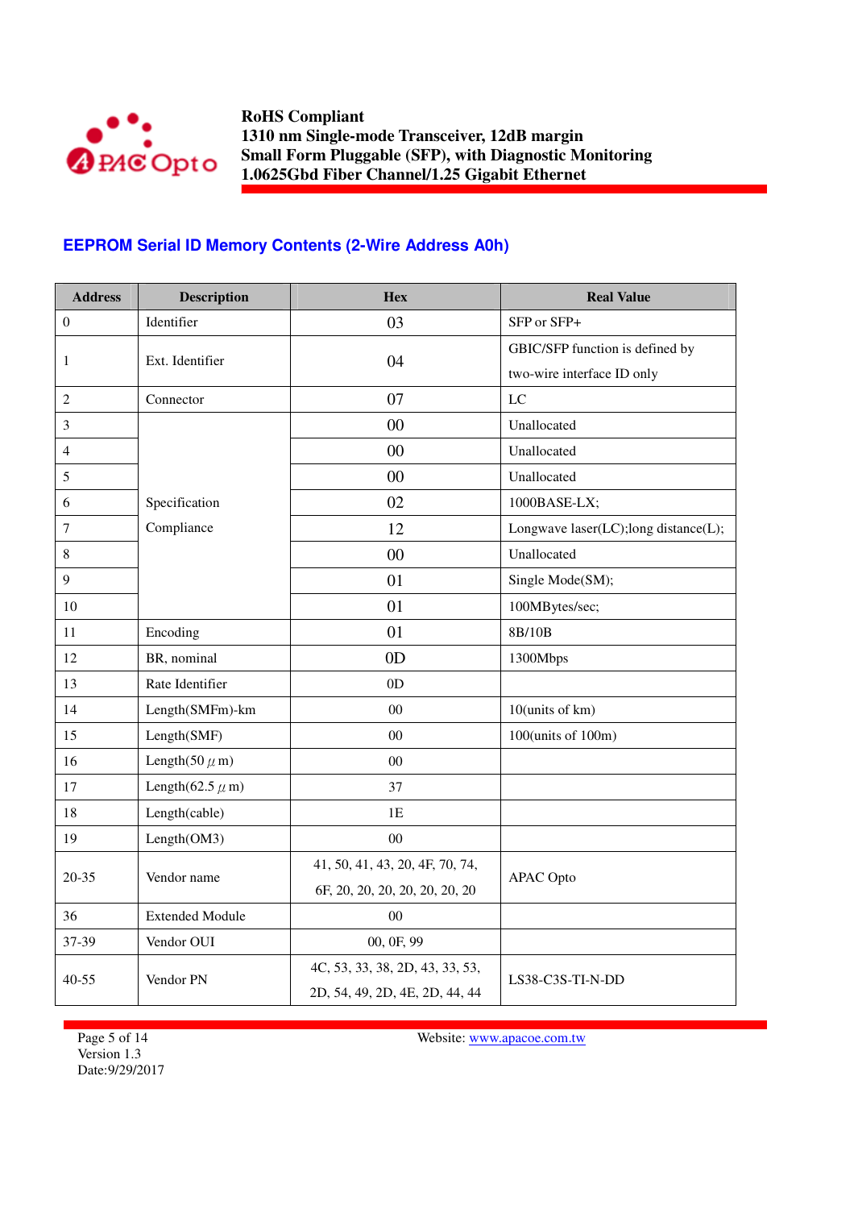## EEPROM Serial ID Memory Contents (2-Wire Address A0h)

| Address | Description | Hex | Real Value |
|---|---|---|---|
| 0 | Identifier | 03 | SFP or SFP+ |
| 1 | Ext. Identifier | 04 | GBIC/SFP function is defined by two-wire interface ID only |
| 2 | Connector | 07 | LC |
| 3 | Specification Compliance | 00 | Unallocated |
| 4 | | 00 | Unallocated |
| 5 | | 00 | Unallocated |
| 6 | | 02 | 1000BASE-LX; |
| 7 | | 12 | Longwave laser(LC);long distance(L); |
| 8 | | 00 | Unallocated |
| 9 | | 01 | Single Mode(SM); |
| 10 | | 01 | 100MBytes/sec; |
| 11 | Encoding | 01 | 8B/10B |
| 12 | BR, nominal | 0D | 1300Mbps |
| 13 | Rate Identifier | 0D | |
| 14 | Length(SMFm)-km | 00 | 10(units of km) |
| 15 | Length(SMF) | 00 | 100(units of 100m) |
| 16 | Length(50 μm) | 00 | |
| 17 | Length(62.5 μm) | 37 | |
| 18 | Length(cable) | 1E | |
| 19 | Length(OM3) | 00 | |
| 20-35 | Vendor name | 41, 50, 41, 43, 20, 4F, 70, 74, 6F, 20, 20, 20, 20, 20, 20, 20 | APAC Opto |
| 36 | Extended Module | 00 | |
| 37-39 | Vendor OUI | 00, 0F, 99 | |
| 40-55 | Vendor PN | 4C, 53, 33, 38, 2D, 43, 33, 53, 2D, 54, 49, 2D, 4E, 2D, 44, 44 | LS38-C3S-TI-N-DD |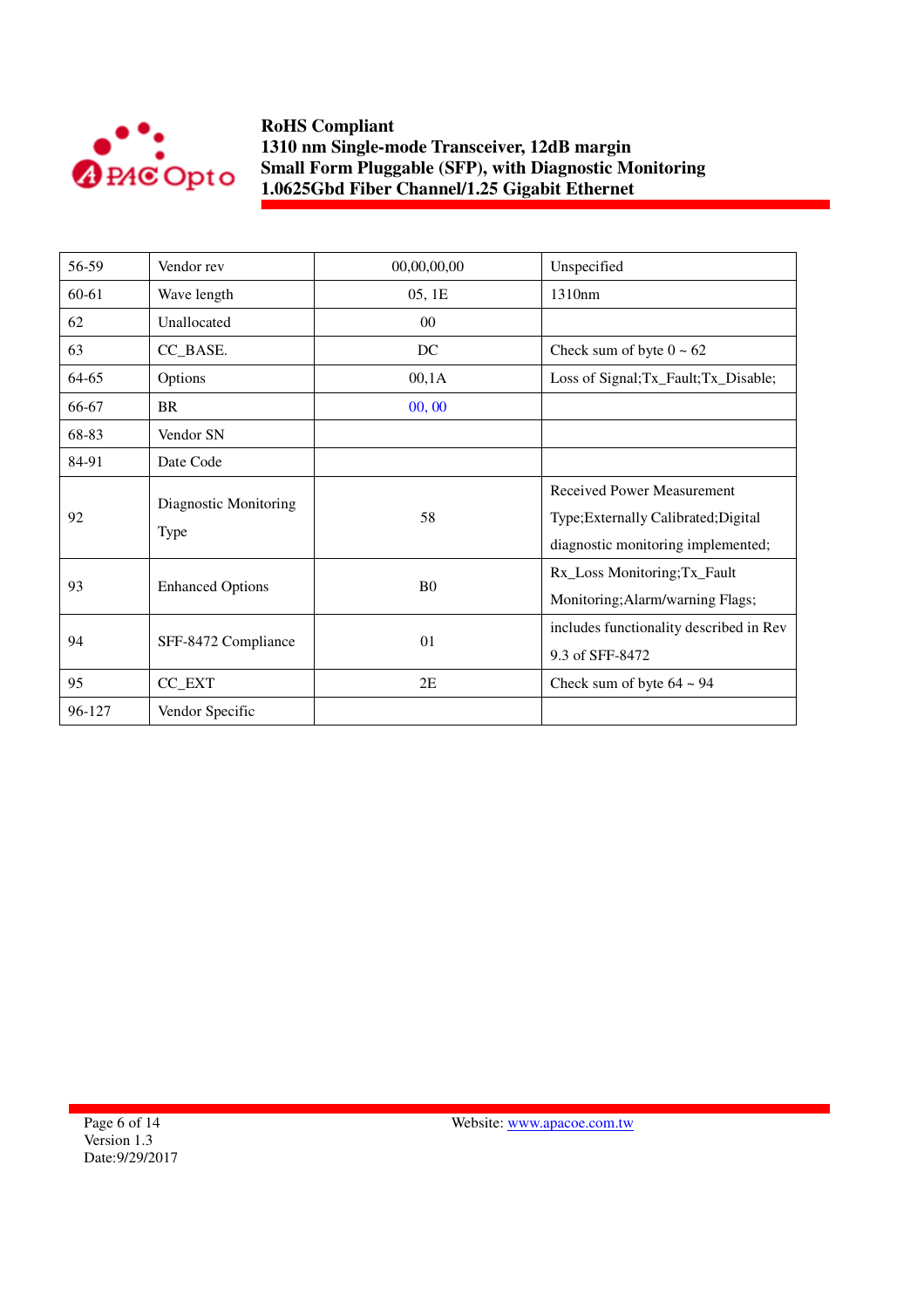| 56-59 | Vendor rev | 00,00,00,00 | Unspecified |
|---|---|---|---|
| 60-61 | Wave length | 05, 1E | 1310nm |
| 62 | Unallocated | 00 | |
| 63 | CC_BASE. | DC | Check sum of byte 0 ~ 62 |
| 64-65 | Options | 00,1A | Loss of Signal;Tx_Fault;Tx_Disable; |
| 66-67 | BR | 00, 00 | |
| 68-83 | Vendor SN | | |
| 84-91 | Date Code | | |
| 92 | Diagnostic Monitoring Type | 58 | Received Power Measurement Type;Externally Calibrated;Digital diagnostic monitoring implemented; |
| 93 | Enhanced Options | B0 | Rx_Loss Monitoring;Tx_Fault Monitoring;Alarm/warning Flags; |
| 94 | SFF-8472 Compliance | 01 | includes functionality described in Rev 9.3 of SFF-8472 |
| 95 | CC_EXT | 2E | Check sum of byte 64 ~ 94 |
| 96-127 | Vendor Specific | | |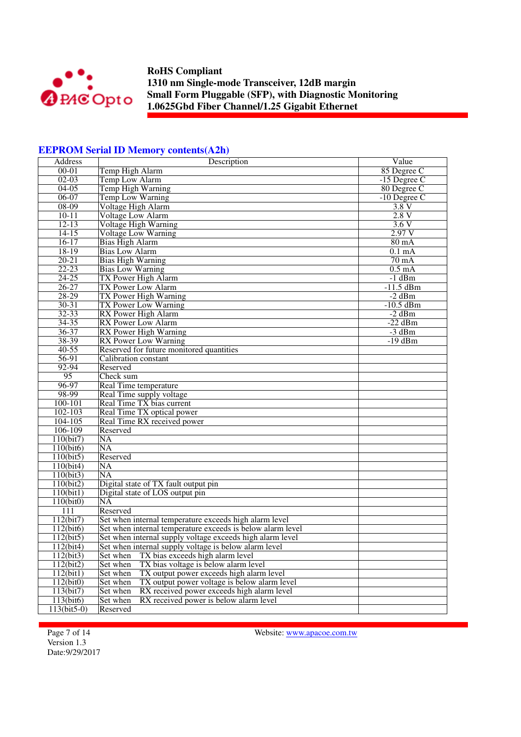## EEPROM Serial ID Memory contents(A2h)

| Address | Description | Value |
|---|---|---|
| 00-01 | Temp High Alarm | 85 Degree C |
| 02-03 | Temp Low Alarm | -15 Degree C |
| 04-05 | Temp High Warning | 80 Degree C |
| 06-07 | Temp Low Warning | -10 Degree C |
| 08-09 | Voltage High Alarm | 3.8 V |
| 10-11 | Voltage Low Alarm | 2.8 V |
| 12-13 | Voltage High Warning | 3.6 V |
| 14-15 | Voltage Low Warning | 2.97 V |
| 16-17 | Bias High Alarm | 80 mA |
| 18-19 | Bias Low Alarm | 0.1 mA |
| 20-21 | Bias High Warning | 70 mA |
| 22-23 | Bias Low Warning | 0.5 mA |
| 24-25 | TX Power High Alarm | -1 dBm |
| 26-27 | TX Power Low Alarm | -11.5 dBm |
| 28-29 | TX Power High Warning | -2 dBm |
| 30-31 | TX Power Low Warning | -10.5 dBm |
| 32-33 | RX Power High Alarm | -2 dBm |
| 34-35 | RX Power Low Alarm | -22 dBm |
| 36-37 | RX Power High Warning | -3 dBm |
| 38-39 | RX Power Low Warning | -19 dBm |
| 40-55 | Reserved for future monitored quantities | |
| 56-91 | Calibration constant | |
| 92-94 | Reserved | |
| 95 | Check sum | |
| 96-97 | Real Time temperature | |
| 98-99 | Real Time supply voltage | |
| 100-101 | Real Time TX bias current | |
| 102-103 | Real Time TX optical power | |
| 104-105 | Real Time RX received power | |
| 106-109 | Reserved | |
| 110(bit7) | NA | |
| 110(bit6) | NA | |
| 110(bit5) | Reserved | |
| 110(bit4) | NA | |
| 110(bit3) | NA | |
| 110(bit2) | Digital state of TX fault output pin | |
| 110(bit1) | Digital state of LOS output pin | |
| 110(bit0) | NA | |
| 111 | Reserved | |
| 112(bit7) | Set when internal temperature exceeds high alarm level | |
| 112(bit6) | Set when internal temperature exceeds is below alarm level | |
| 112(bit5) | Set when internal supply voltage exceeds high alarm level | |
| 112(bit4) | Set when internal supply voltage is below alarm level | |
| 112(bit3) | Set when TX bias exceeds high alarm level | |
| 112(bit2) | Set when TX bias voltage is below alarm level | |
| 112(bit1) | Set when TX output power exceeds high alarm level | |
| 112(bit0) | Set when TX output power voltage is below alarm level | |
| 113(bit7) | Set when RX received power exceeds high alarm level | |
| 113(bit6) | Set when RX received power is below alarm level | |
| 113(bit5-0) | Reserved | |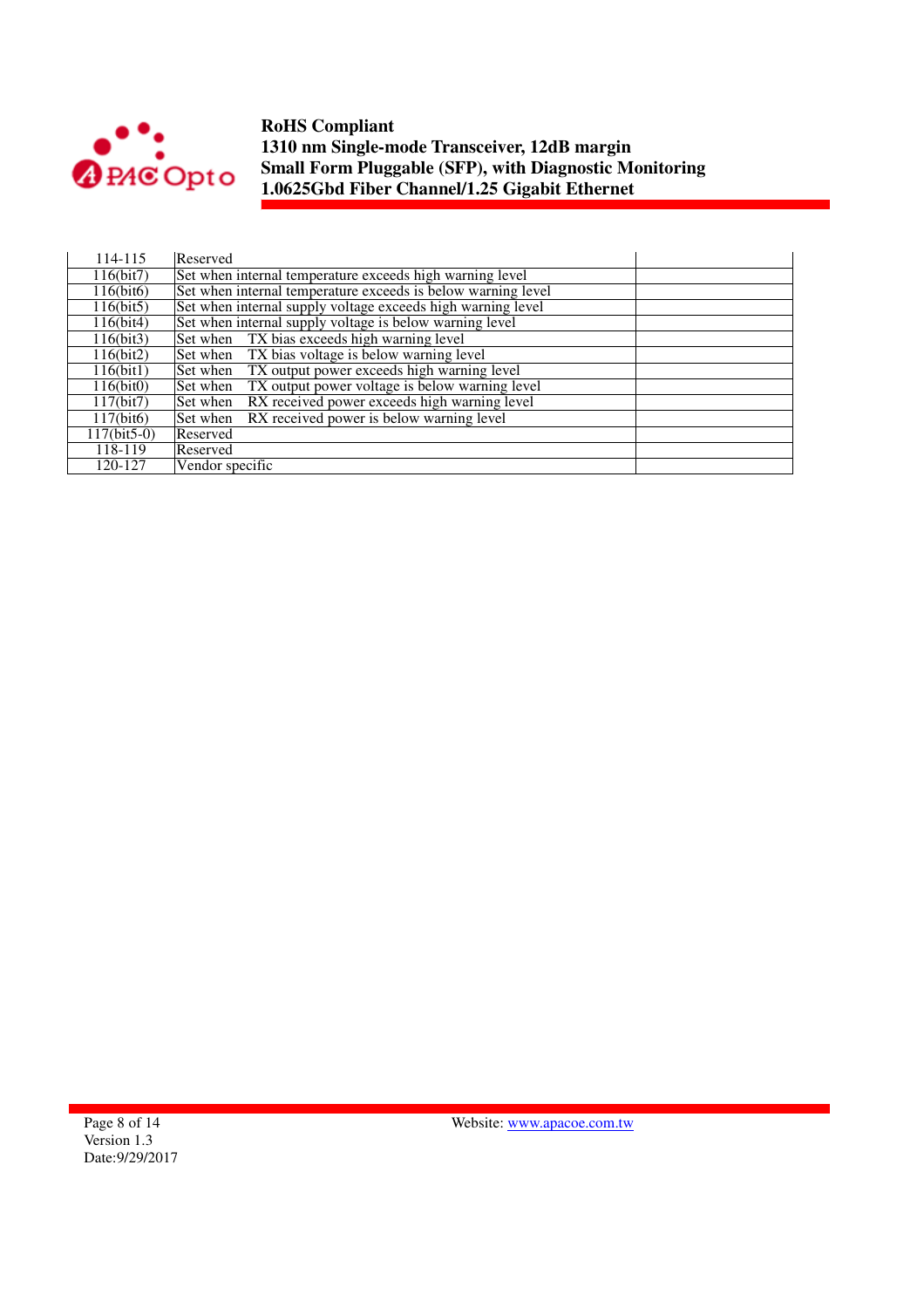| 114-115 | Reserved | |
|---|---|---|
| 116(bit7) | Set when internal temperature exceeds high warning level | |
| 116(bit6) | Set when internal temperature exceeds is below warning level | |
| 116(bit5) | Set when internal supply voltage exceeds high warning level | |
| 116(bit4) | Set when internal supply voltage is below warning level | |
| 116(bit3) | Set when TX bias exceeds high warning level | |
| 116(bit2) | Set when TX bias voltage is below warning level | |
| 116(bit1) | Set when TX output power exceeds high warning level | |
| 116(bit0) | Set when TX output power voltage is below warning level | |
| 117(bit7) | Set when RX received power exceeds high warning level | |
| 117(bit6) | Set when RX received power is below warning level | |
| 117(bit5-0) | Reserved | |
| 118-119 | Reserved | |
| 120-127 | Vendor specific | |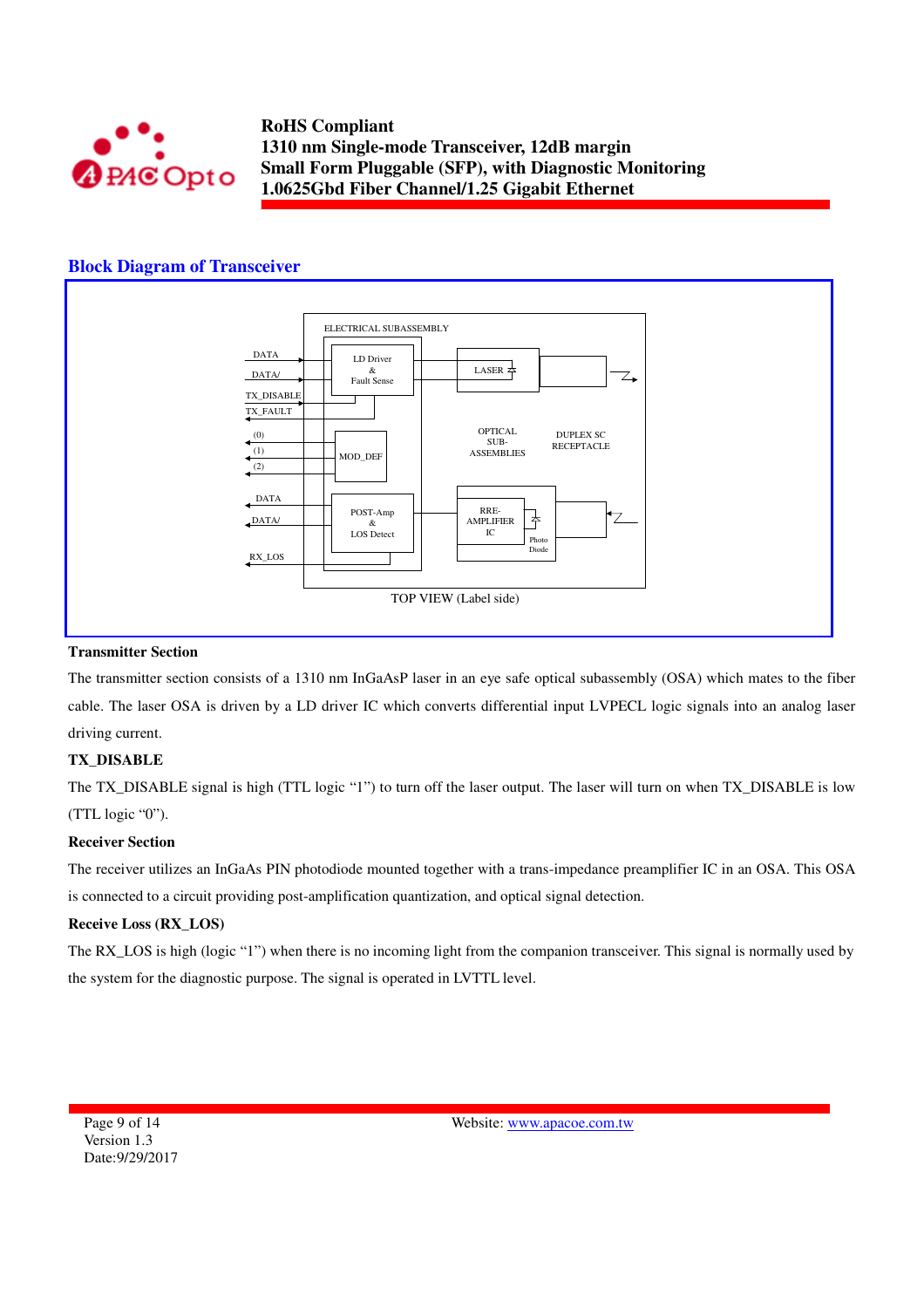## Block Diagram of Transceiver

ELECTRICAL SUBASSEMBLY

DATA
DATA/
TX_DISABLE
TX_FAULT
(0)
(1)
(2)
DATA
DATA/
RX_LOS

LD Driver & Fault Sense
MOD_DEF
POST-Amp & LOS Detect
LASER
OPTICAL SUB-ASSEMBLIES
DUPLEX SC RECEPTACLE
RRE-AMPLIFIER IC
Photo Diode

TOP VIEW (Label side)

**Transmitter Section**

The transmitter section consists of a 1310 nm InGaAsP laser in an eye safe optical subassembly (OSA) which mates to the fiber cable. The laser OSA is driven by a LD driver IC which converts differential input LVPECL logic signals into an analog laser driving current.

**TX_DISABLE**

The TX_DISABLE signal is high (TTL logic "1") to turn off the laser output. The laser will turn on when TX_DISABLE is low (TTL logic "0").

**Receiver Section**

The receiver utilizes an InGaAs PIN photodiode mounted together with a trans-impedance preamplifier IC in an OSA. This OSA is connected to a circuit providing post-amplification quantization, and optical signal detection.

**Receive Loss (RX_LOS)**

The RX_LOS is high (logic "1") when there is no incoming light from the companion transceiver. This signal is normally used by the system for the diagnostic purpose. The signal is operated in LVTTL level.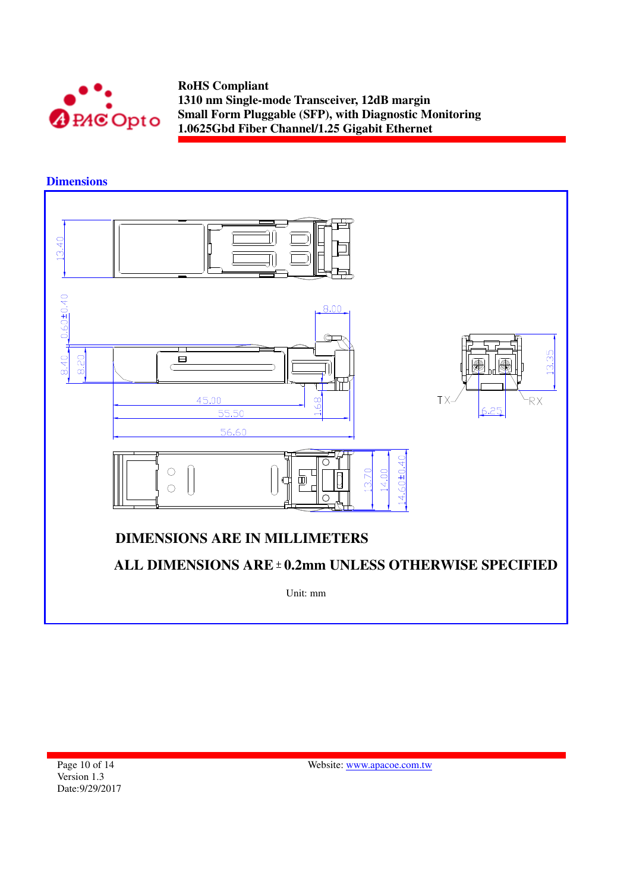## Dimensions

DIMENSIONS ARE IN MILLIMETERS

ALL DIMENSIONS ARE ± 0.2mm UNLESS OTHERWISE SPECIFIED

Unit: mm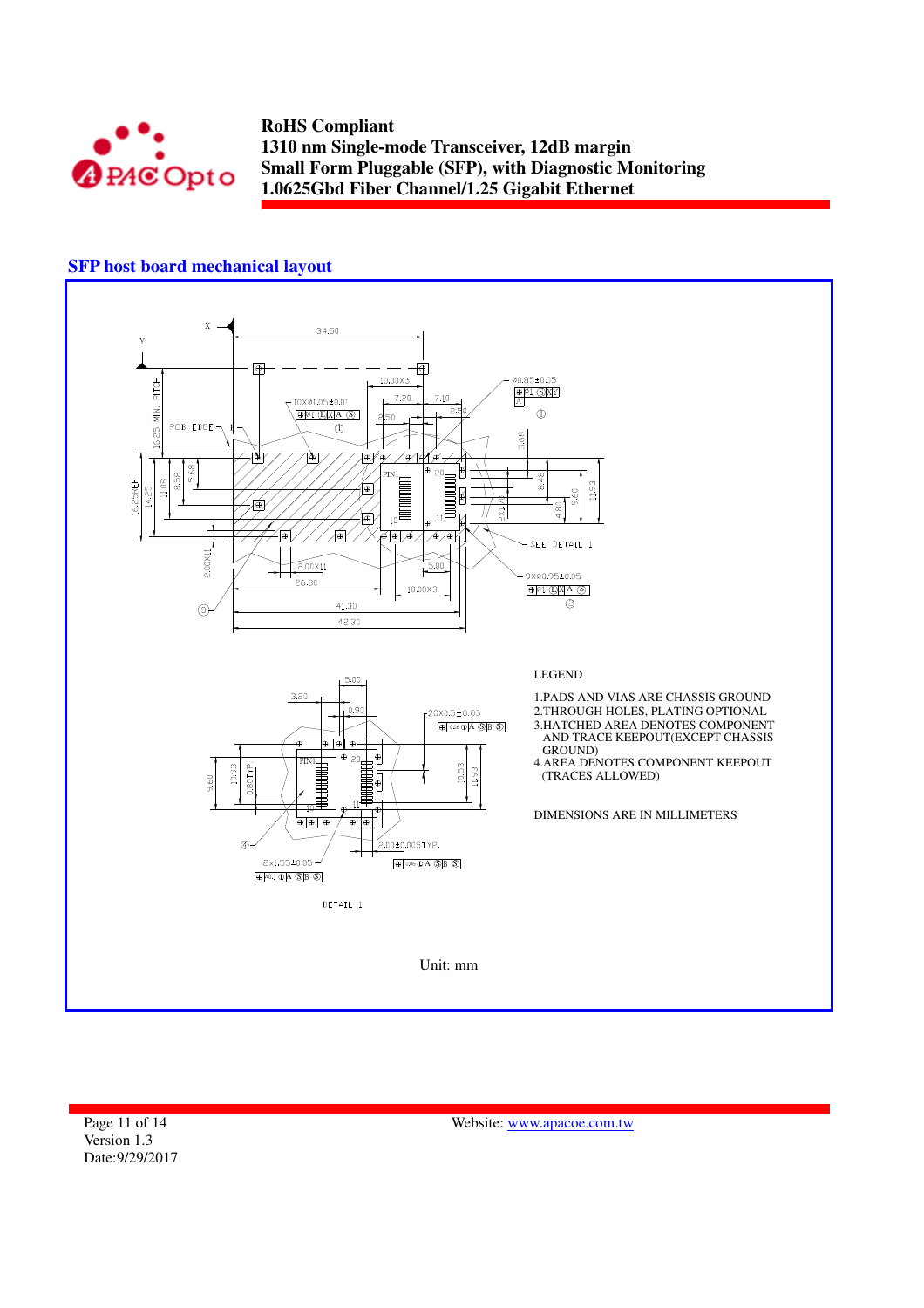## SFP host board mechanical layout

LEGEND

1. PADS AND VIAS ARE CHASSIS GROUND
2. THROUGH HOLES, PLATING OPTIONAL
3. HATCHED AREA DENOTES COMPONENT AND TRACE KEEPOUT(EXCEPT CHASSIS GROUND)
4. AREA DENOTES COMPONENT KEEPOUT (TRACES ALLOWED)

DIMENSIONS ARE IN MILLIMETERS

Unit: mm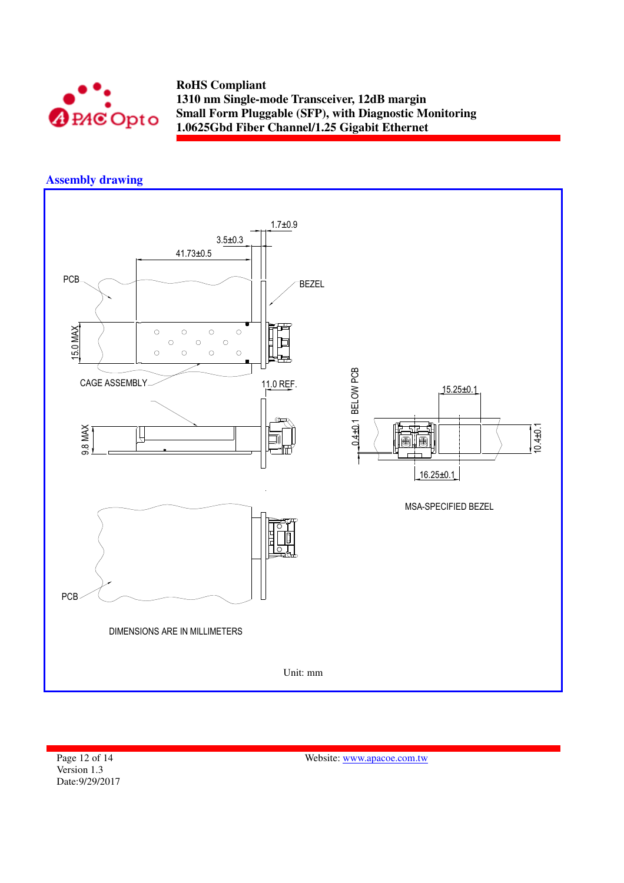## Assembly drawing

1.7±0.9

3.5±0.3

41.73±0.5

PCB

BEZEL

15.0 MAX

CAGE ASSEMBLY

11.0 REF.

9.8 MAX

0.4±0.1 BELOW PCB

15.25±0.1

10.4±0.1

16.25±0.1

MSA-SPECIFIED BEZEL

PCB

DIMENSIONS ARE IN MILLIMETERS

Unit: mm

Version 1.3
Date:9/29/2017

Website: www.apacoe.com.tw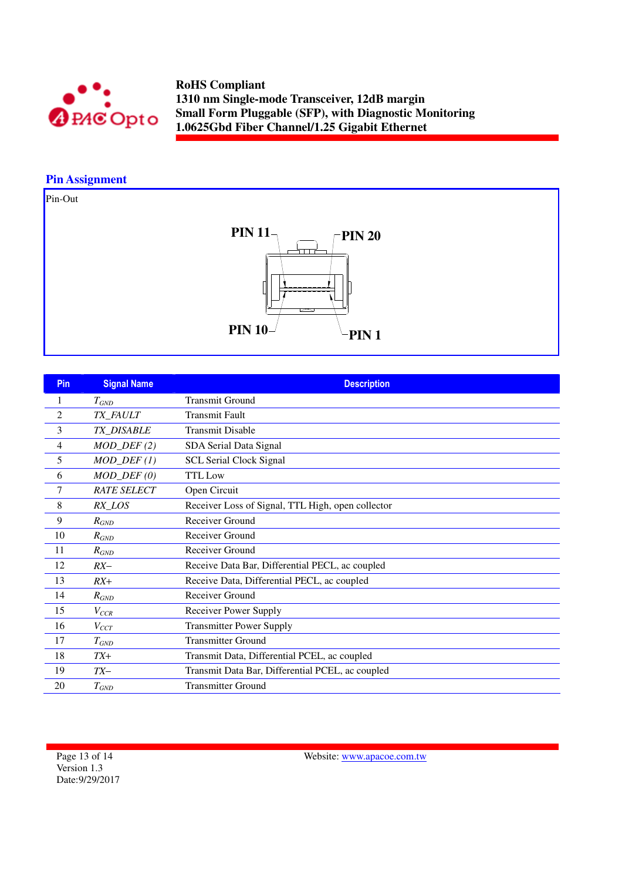## Pin Assignment

Pin-Out

PIN 11 PIN 20

PIN 10 PIN 1

| Pin | Signal Name | Description |
|---|---|---|
| 1 | $T_{GND}$ | Transmit Ground |
| 2 | *TX_FAULT* | Transmit Fault |
| 3 | *TX_DISABLE* | Transmit Disable |
| 4 | *MOD_DEF (2)* | SDA Serial Data Signal |
| 5 | *MOD_DEF (1)* | SCL Serial Clock Signal |
| 6 | *MOD_DEF (0)* | TTL Low |
| 7 | *RATE SELECT* | Open Circuit |
| 8 | *RX_LOS* | Receiver Loss of Signal, TTL High, open collector |
| 9 | $R_{GND}$ | Receiver Ground |
| 10 | $R_{GND}$ | Receiver Ground |
| 11 | $R_{GND}$ | Receiver Ground |
| 12 | *RX–* | Receive Data Bar, Differential PECL, ac coupled |
| 13 | *RX+* | Receive Data, Differential PECL, ac coupled |
| 14 | $R_{GND}$ | Receiver Ground |
| 15 | $V_{CCR}$ | Receiver Power Supply |
| 16 | $V_{CCT}$ | Transmitter Power Supply |
| 17 | $T_{GND}$ | Transmitter Ground |
| 18 | *TX+* | Transmit Data, Differential PCEL, ac coupled |
| 19 | *TX–* | Transmit Data Bar, Differential PCEL, ac coupled |
| 20 | $T_{GND}$ | Transmitter Ground |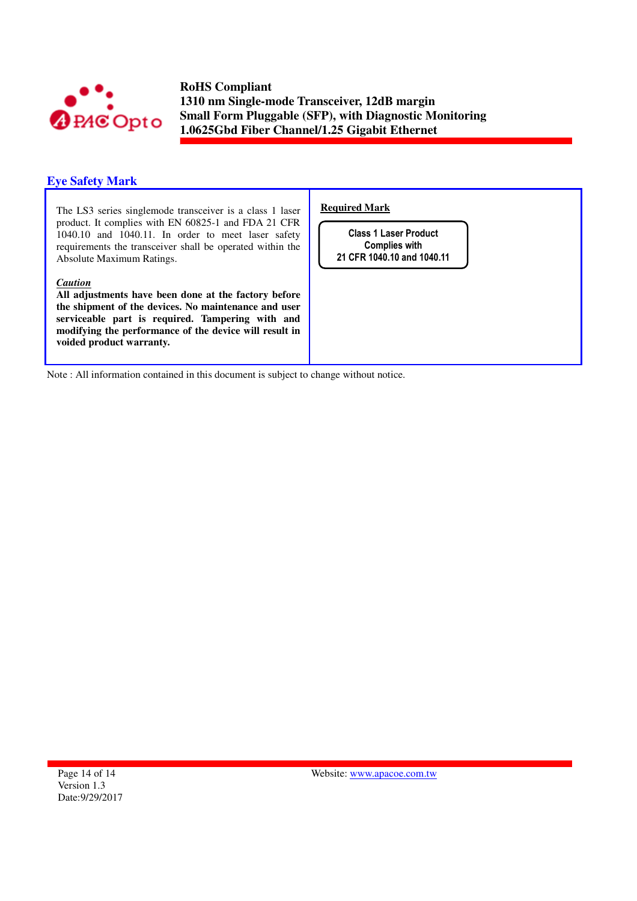## Eye Safety Mark

| | |
|---|---|
| The LS3 series singlemode transceiver is a class 1 laser product. It complies with EN 60825-1 and FDA 21 CFR 1040.10 and 1040.11. In order to meet laser safety requirements the transceiver shall be operated within the Absolute Maximum Ratings.<br><br>***Caution***<br>**All adjustments have been done at the factory before the shipment of the devices. No maintenance and user serviceable part is required. Tampering with and modifying the performance of the device will result in voided product warranty.** | **Required Mark**<br><br>**Class 1 Laser Product<br>Complies with<br>21 CFR 1040.10 and 1040.11** |

Note : All information contained in this document is subject to change without notice.

Version 1.3
Date:9/29/2017

Website: www.apacoe.com.tw